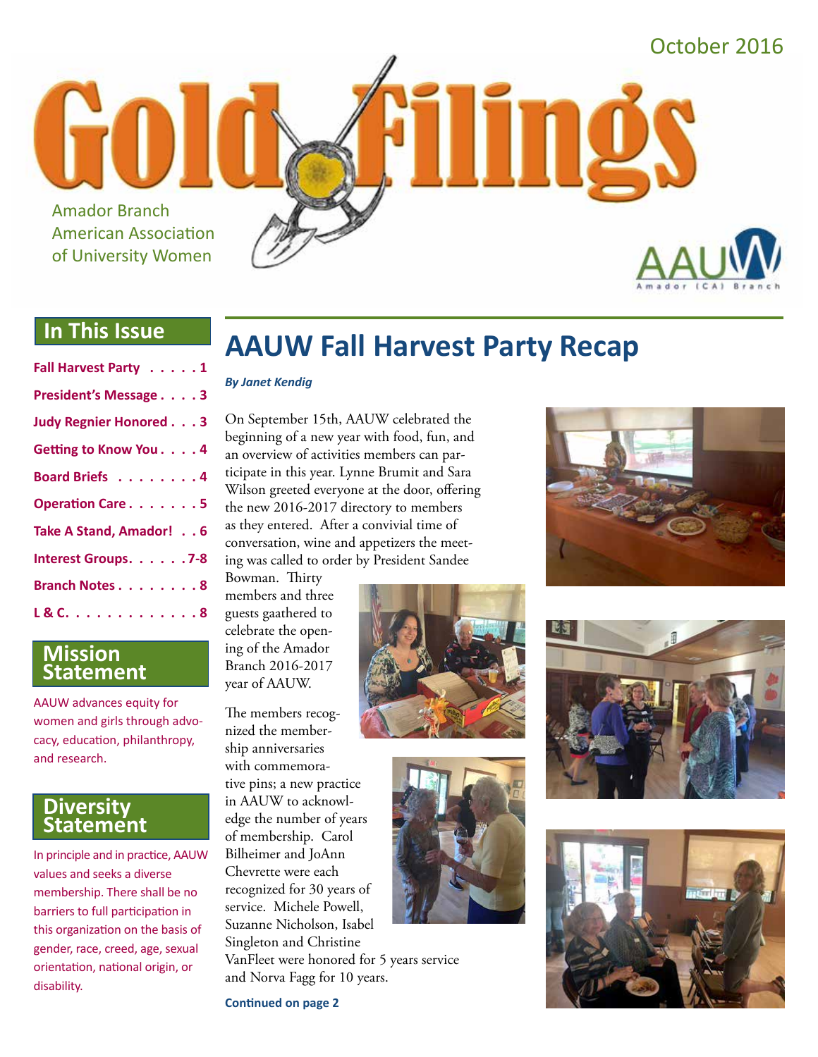October 2016

# Gold Filings

Amador Branch
American Association
of University Women

AAUW Amador (CA) Branch

## In This Issue

- Fall Harvest Party . . . . . 1
- President's Message . . . . 3
- Judy Regnier Honored . . . 3
- Getting to Know You . . . . 4
- Board Briefs . . . . . . . . 4
- Operation Care . . . . . . . 5
- Take A Stand, Amador! . . 6
- Interest Groups. . . . . . 7-8
- Branch Notes . . . . . . . . 8
- L & C. . . . . . . . . . . . . 8

## Mission Statement

AAUW advances equity for women and girls through advocacy, education, philanthropy, and research.

## Diversity Statement

In principle and in practice, AAUW values and seeks a diverse membership. There shall be no barriers to full participation in this organization on the basis of gender, race, creed, age, sexual orientation, national origin, or disability.

# AAUW Fall Harvest Party Recap

***By Janet Kendig***

On September 15th, AAUW celebrated the beginning of a new year with food, fun, and an overview of activities members can participate in this year. Lynne Brumit and Sara Wilson greeted everyone at the door, offering the new 2016-2017 directory to members as they entered. After a convivial time of conversation, wine and appetizers the meeting was called to order by President Sandee Bowman. Thirty members and three guests gaathered to celebrate the opening of the Amador Branch 2016-2017 year of AAUW.

The members recognized the membership anniversaries with commemorative pins; a new practice in AAUW to acknowledge the number of years of membership. Carol Bilheimer and JoAnn Chevrette were each recognized for 30 years of service. Michele Powell, Suzanne Nicholson, Isabel Singleton and Christine VanFleet were honored for 5 years service and Norva Fagg for 10 years.

**Continued on page 2**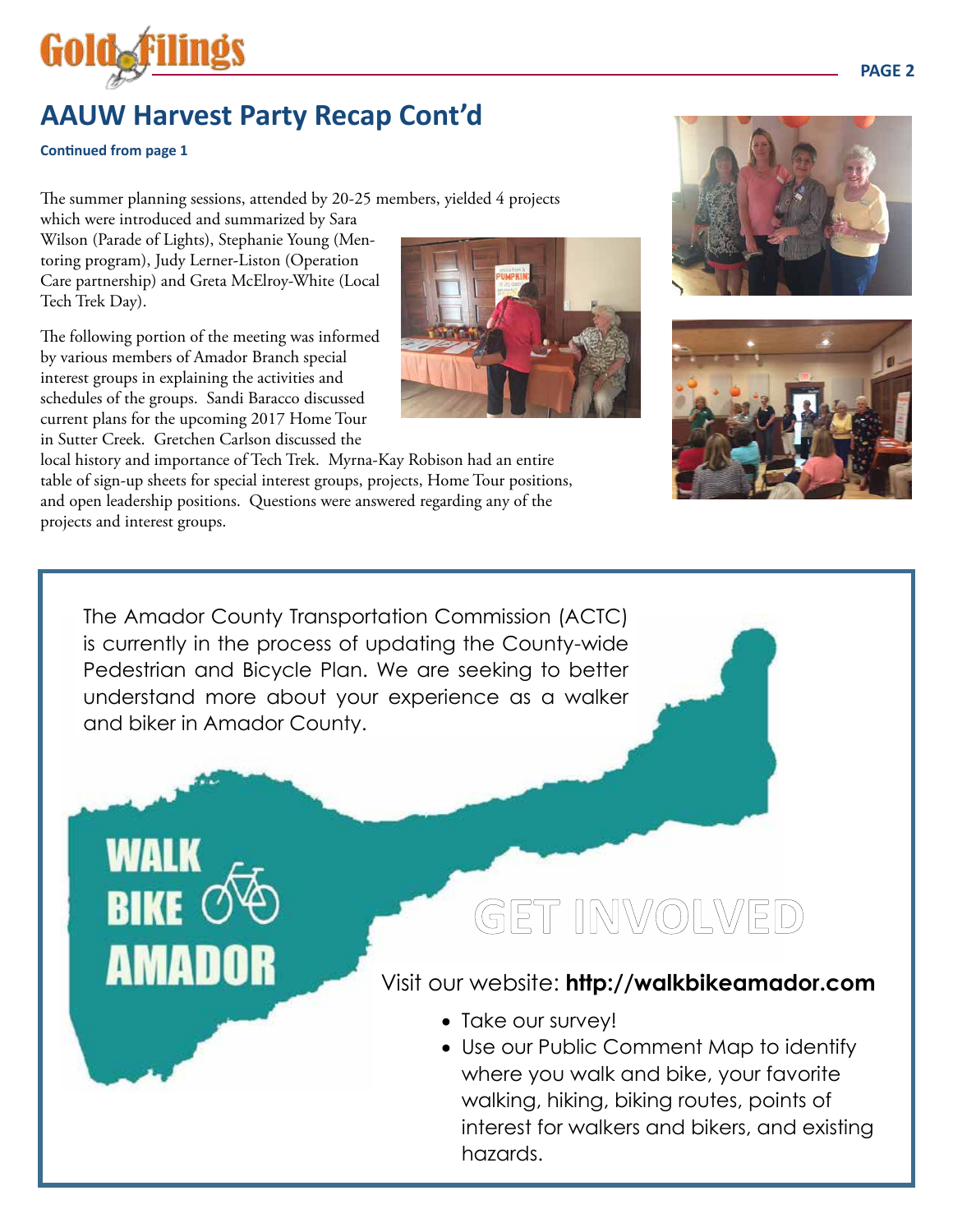## AAUW Harvest Party Recap Cont'd

**Continued from page 1**

The summer planning sessions, attended by 20-25 members, yielded 4 projects which were introduced and summarized by Sara Wilson (Parade of Lights), Stephanie Young (Mentoring program), Judy Lerner-Liston (Operation Care partnership) and Greta McElroy-White (Local Tech Trek Day).

The following portion of the meeting was informed by various members of Amador Branch special interest groups in explaining the activities and schedules of the groups. Sandi Baracco discussed current plans for the upcoming 2017 Home Tour in Sutter Creek. Gretchen Carlson discussed the local history and importance of Tech Trek. Myrna-Kay Robison had an entire table of sign-up sheets for special interest groups, projects, Home Tour positions, and open leadership positions. Questions were answered regarding any of the projects and interest groups.

The Amador County Transportation Commission (ACTC) is currently in the process of updating the County-wide Pedestrian and Bicycle Plan. We are seeking to better understand more about your experience as a walker and biker in Amador County.

**WALK BIKE AMADOR**

### GET INVOLVED

Visit our website: **http://walkbikeamador.com**

- Take our survey!
- Use our Public Comment Map to identify where you walk and bike, your favorite walking, hiking, biking routes, points of interest for walkers and bikers, and existing hazards.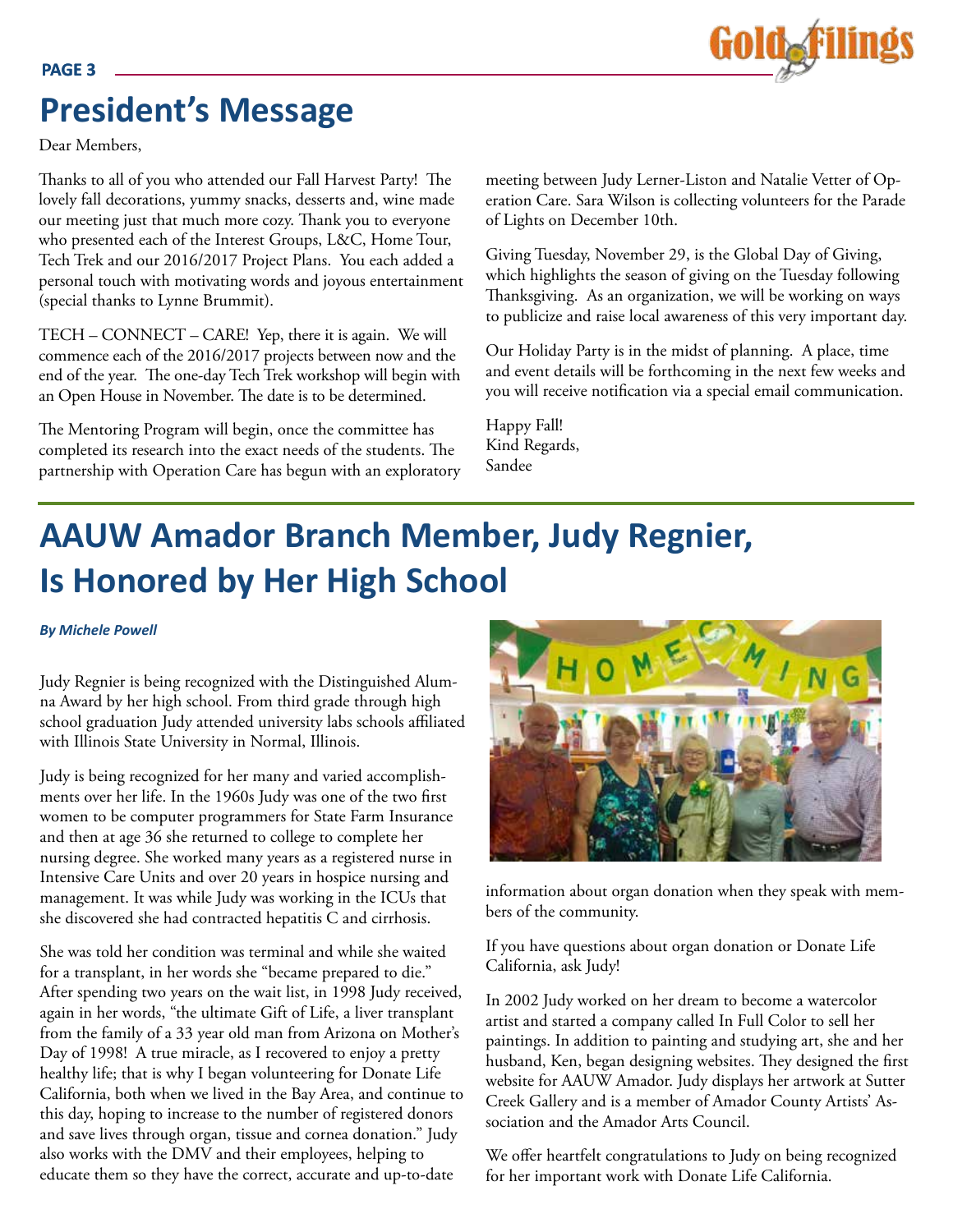# President's Message

Dear Members,

Thanks to all of you who attended our Fall Harvest Party! The lovely fall decorations, yummy snacks, desserts and, wine made our meeting just that much more cozy. Thank you to everyone who presented each of the Interest Groups, L&C, Home Tour, Tech Trek and our 2016/2017 Project Plans. You each added a personal touch with motivating words and joyous entertainment (special thanks to Lynne Brummit).

TECH – CONNECT – CARE! Yep, there it is again. We will commence each of the 2016/2017 projects between now and the end of the year. The one-day Tech Trek workshop will begin with an Open House in November. The date is to be determined.

The Mentoring Program will begin, once the committee has completed its research into the exact needs of the students. The partnership with Operation Care has begun with an exploratory meeting between Judy Lerner-Liston and Natalie Vetter of Operation Care. Sara Wilson is collecting volunteers for the Parade of Lights on December 10th.

Giving Tuesday, November 29, is the Global Day of Giving, which highlights the season of giving on the Tuesday following Thanksgiving. As an organization, we will be working on ways to publicize and raise local awareness of this very important day.

Our Holiday Party is in the midst of planning. A place, time and event details will be forthcoming in the next few weeks and you will receive notification via a special email communication.

Happy Fall!
Kind Regards,
Sandee

# AAUW Amador Branch Member, Judy Regnier, Is Honored by Her High School

***By Michele Powell***

Judy Regnier is being recognized with the Distinguished Alumna Award by her high school. From third grade through high school graduation Judy attended university labs schools affiliated with Illinois State University in Normal, Illinois.

Judy is being recognized for her many and varied accomplishments over her life. In the 1960s Judy was one of the two first women to be computer programmers for State Farm Insurance and then at age 36 she returned to college to complete her nursing degree. She worked many years as a registered nurse in Intensive Care Units and over 20 years in hospice nursing and management. It was while Judy was working in the ICUs that she discovered she had contracted hepatitis C and cirrhosis.

She was told her condition was terminal and while she waited for a transplant, in her words she "became prepared to die." After spending two years on the wait list, in 1998 Judy received, again in her words, "the ultimate Gift of Life, a liver transplant from the family of a 33 year old man from Arizona on Mother's Day of 1998! A true miracle, as I recovered to enjoy a pretty healthy life; that is why I began volunteering for Donate Life California, both when we lived in the Bay Area, and continue to this day, hoping to increase to the number of registered donors and save lives through organ, tissue and cornea donation." Judy also works with the DMV and their employees, helping to educate them so they have the correct, accurate and up-to-date information about organ donation when they speak with members of the community.

If you have questions about organ donation or Donate Life California, ask Judy!

In 2002 Judy worked on her dream to become a watercolor artist and started a company called In Full Color to sell her paintings. In addition to painting and studying art, she and her husband, Ken, began designing websites. They designed the first website for AAUW Amador. Judy displays her artwork at Sutter Creek Gallery and is a member of Amador County Artists' Association and the Amador Arts Council.

We offer heartfelt congratulations to Judy on being recognized for her important work with Donate Life California.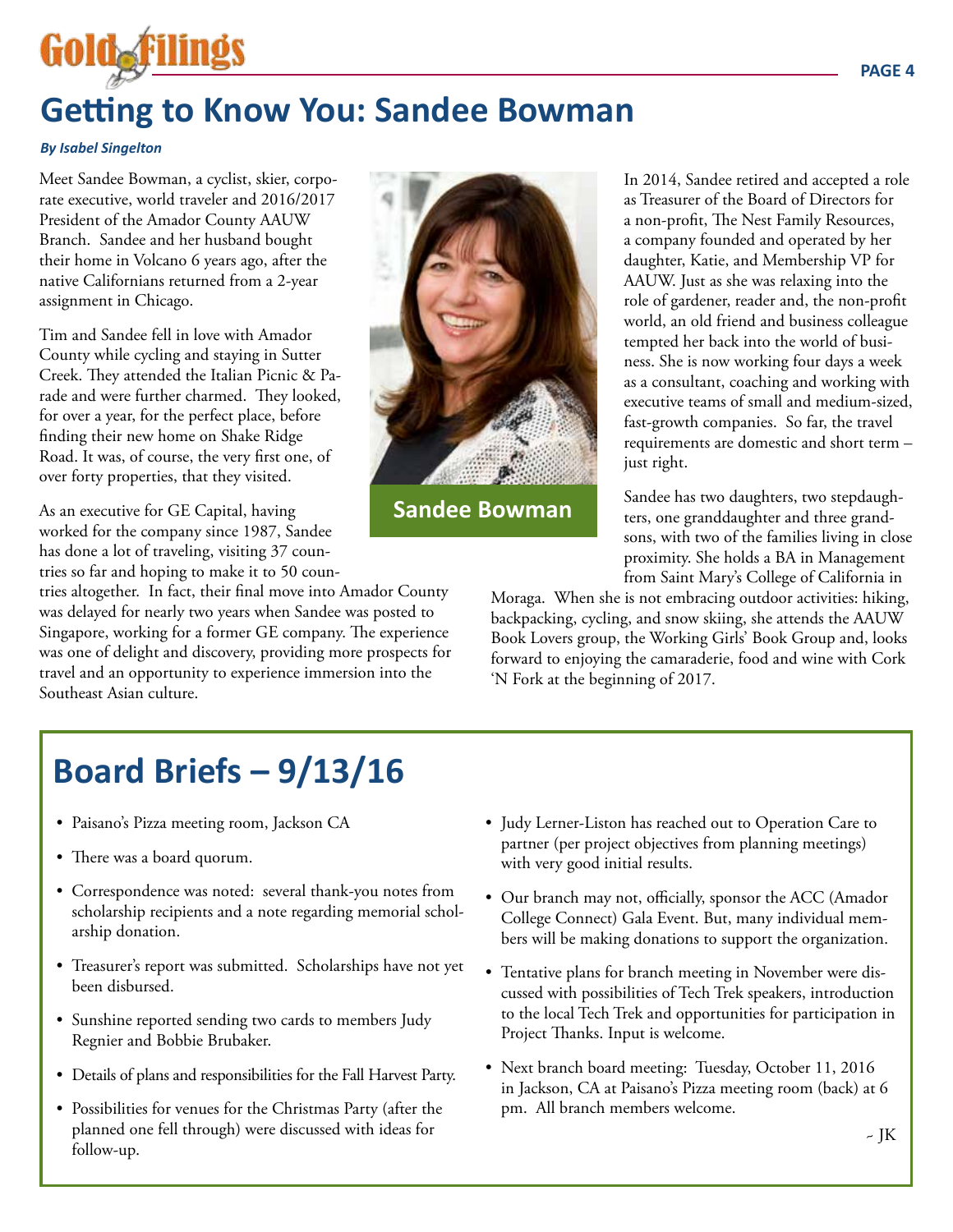# Getting to Know You: Sandee Bowman

***By Isabel Singelton***

Meet Sandee Bowman, a cyclist, skier, corporate executive, world traveler and 2016/2017 President of the Amador County AAUW Branch. Sandee and her husband bought their home in Volcano 6 years ago, after the native Californians returned from a 2-year assignment in Chicago.

Tim and Sandee fell in love with Amador County while cycling and staying in Sutter Creek. They attended the Italian Picnic & Parade and were further charmed. They looked, for over a year, for the perfect place, before finding their new home on Shake Ridge Road. It was, of course, the very first one, of over forty properties, that they visited.

As an executive for GE Capital, having worked for the company since 1987, Sandee has done a lot of traveling, visiting 37 countries so far and hoping to make it to 50 countries altogether. In fact, their final move into Amador County was delayed for nearly two years when Sandee was posted to Singapore, working for a former GE company. The experience was one of delight and discovery, providing more prospects for travel and an opportunity to experience immersion into the Southeast Asian culture.

**Sandee Bowman**

In 2014, Sandee retired and accepted a role as Treasurer of the Board of Directors for a non-profit, The Nest Family Resources, a company founded and operated by her daughter, Katie, and Membership VP for AAUW. Just as she was relaxing into the role of gardener, reader and, the non-profit world, an old friend and business colleague tempted her back into the world of business. She is now working four days a week as a consultant, coaching and working with executive teams of small and medium-sized, fast-growth companies. So far, the travel requirements are domestic and short term – just right.

Sandee has two daughters, two stepdaughters, one granddaughter and three grandsons, with two of the families living in close proximity. She holds a BA in Management from Saint Mary's College of California in Moraga. When she is not embracing outdoor activities: hiking, backpacking, cycling, and snow skiing, she attends the AAUW Book Lovers group, the Working Girls' Book Group and, looks forward to enjoying the camaraderie, food and wine with Cork 'N Fork at the beginning of 2017.

# Board Briefs – 9/13/16

- Paisano's Pizza meeting room, Jackson CA
- There was a board quorum.
- Correspondence was noted: several thank-you notes from scholarship recipients and a note regarding memorial scholarship donation.
- Treasurer's report was submitted. Scholarships have not yet been disbursed.
- Sunshine reported sending two cards to members Judy Regnier and Bobbie Brubaker.
- Details of plans and responsibilities for the Fall Harvest Party.
- Possibilities for venues for the Christmas Party (after the planned one fell through) were discussed with ideas for follow-up.
- Judy Lerner-Liston has reached out to Operation Care to partner (per project objectives from planning meetings) with very good initial results.
- Our branch may not, officially, sponsor the ACC (Amador College Connect) Gala Event. But, many individual members will be making donations to support the organization.
- Tentative plans for branch meeting in November were discussed with possibilities of Tech Trek speakers, introduction to the local Tech Trek and opportunities for participation in Project Thanks. Input is welcome.
- Next branch board meeting: Tuesday, October 11, 2016 in Jackson, CA at Paisano's Pizza meeting room (back) at 6 pm. All branch members welcome.

~ JK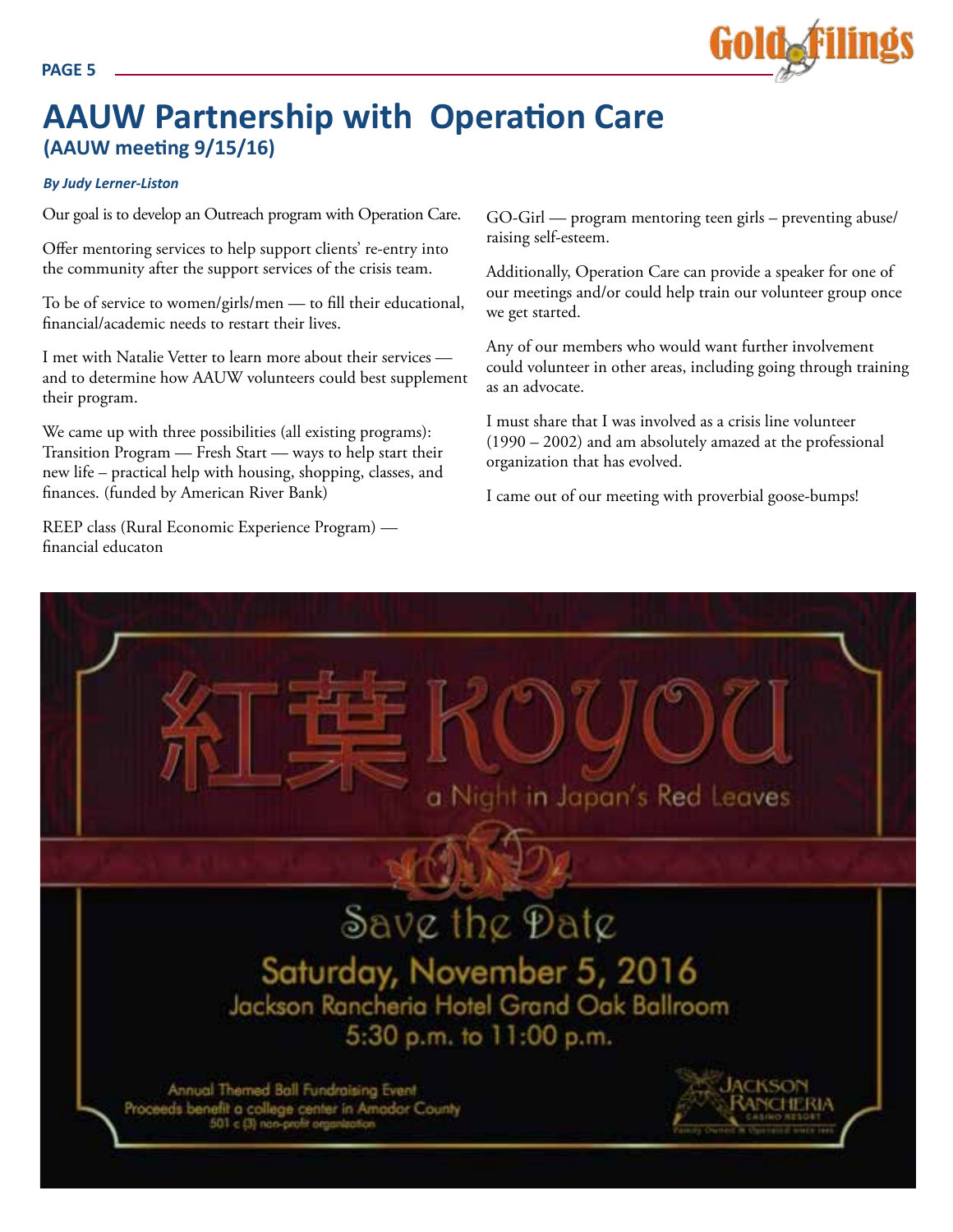# AAUW Partnership with Operation Care

## (AAUW meeting 9/15/16)

***By Judy Lerner-Liston***

Our goal is to develop an Outreach program with Operation Care.

Offer mentoring services to help support clients' re-entry into the community after the support services of the crisis team.

To be of service to women/girls/men — to fill their educational, financial/academic needs to restart their lives.

I met with Natalie Vetter to learn more about their services — and to determine how AAUW volunteers could best supplement their program.

We came up with three possibilities (all existing programs): Transition Program — Fresh Start — ways to help start their new life – practical help with housing, shopping, classes, and finances. (funded by American River Bank)

REEP class (Rural Economic Experience Program) — financial educaton

GO-Girl — program mentoring teen girls – preventing abuse/raising self-esteem.

Additionally, Operation Care can provide a speaker for one of our meetings and/or could help train our volunteer group once we get started.

Any of our members who would want further involvement could volunteer in other areas, including going through training as an advocate.

I must share that I was involved as a crisis line volunteer (1990 – 2002) and am absolutely amazed at the professional organization that has evolved.

I came out of our meeting with proverbial goose-bumps!

# 紅葉 KOYOU

a Night in Japan's Red Leaves

## Save the Date

**Saturday, November 5, 2016**

Jackson Rancheria Hotel Grand Oak Ballroom

5:30 p.m. to 11:00 p.m.

Annual Themed Ball Fundraising Event
Proceeds benefit a college center in Amador County
501 c (3) non-profit organization

Jackson Rancheria Casino Resort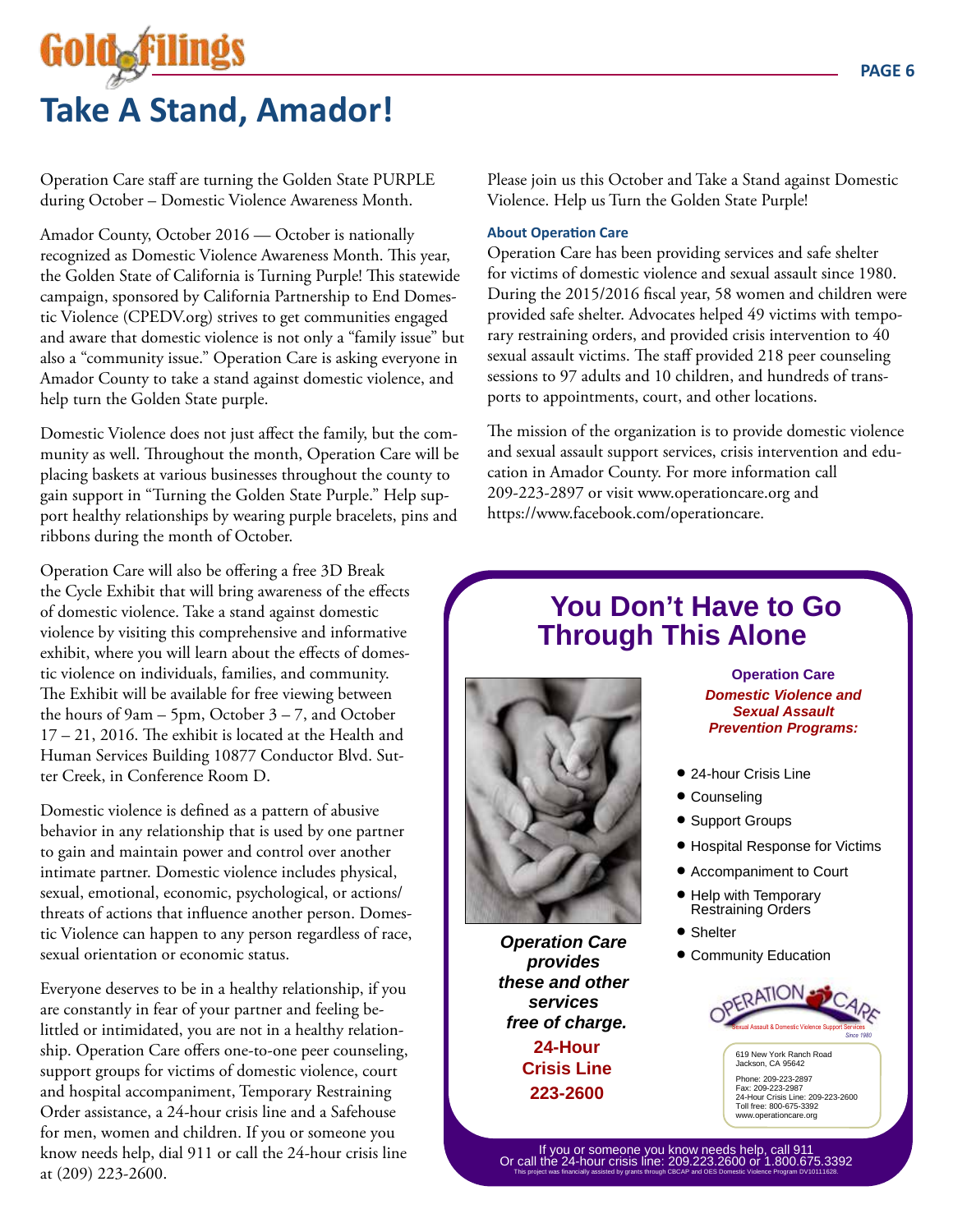# Take A Stand, Amador!

Operation Care staff are turning the Golden State PURPLE during October – Domestic Violence Awareness Month.

Amador County, October 2016 — October is nationally recognized as Domestic Violence Awareness Month. This year, the Golden State of California is Turning Purple! This statewide campaign, sponsored by California Partnership to End Domestic Violence (CPEDV.org) strives to get communities engaged and aware that domestic violence is not only a "family issue" but also a "community issue." Operation Care is asking everyone in Amador County to take a stand against domestic violence, and help turn the Golden State purple.

Domestic Violence does not just affect the family, but the community as well. Throughout the month, Operation Care will be placing baskets at various businesses throughout the county to gain support in "Turning the Golden State Purple." Help support healthy relationships by wearing purple bracelets, pins and ribbons during the month of October.

Operation Care will also be offering a free 3D Break the Cycle Exhibit that will bring awareness of the effects of domestic violence. Take a stand against domestic violence by visiting this comprehensive and informative exhibit, where you will learn about the effects of domestic violence on individuals, families, and community. The Exhibit will be available for free viewing between the hours of 9am – 5pm, October 3 – 7, and October 17 – 21, 2016. The exhibit is located at the Health and Human Services Building 10877 Conductor Blvd. Sutter Creek, in Conference Room D.

Domestic violence is defined as a pattern of abusive behavior in any relationship that is used by one partner to gain and maintain power and control over another intimate partner. Domestic violence includes physical, sexual, emotional, economic, psychological, or actions/threats of actions that influence another person. Domestic Violence can happen to any person regardless of race, sexual orientation or economic status.

Everyone deserves to be in a healthy relationship, if you are constantly in fear of your partner and feeling belittled or intimidated, you are not in a healthy relationship. Operation Care offers one-to-one peer counseling, support groups for victims of domestic violence, court and hospital accompaniment, Temporary Restraining Order assistance, a 24-hour crisis line and a Safehouse for men, women and children. If you or someone you know needs help, dial 911 or call the 24-hour crisis line at (209) 223-2600.

Please join us this October and Take a Stand against Domestic Violence. Help us Turn the Golden State Purple!

### About Operation Care

Operation Care has been providing services and safe shelter for victims of domestic violence and sexual assault since 1980. During the 2015/2016 fiscal year, 58 women and children were provided safe shelter. Advocates helped 49 victims with temporary restraining orders, and provided crisis intervention to 40 sexual assault victims. The staff provided 218 peer counseling sessions to 97 adults and 10 children, and hundreds of transports to appointments, court, and other locations.

The mission of the organization is to provide domestic violence and sexual assault support services, crisis intervention and education in Amador County. For more information call 209-223-2897 or visit www.operationcare.org and https://www.facebook.com/operationcare.

## You Don't Have to Go Through This Alone

**Operation Care**
***Domestic Violence and Sexual Assault Prevention Programs:***

- 24-hour Crisis Line
- Counseling
- Support Groups
- Hospital Response for Victims
- Accompaniment to Court
- Help with Temporary Restraining Orders
- Shelter
- Community Education

***Operation Care provides these and other services free of charge.***

**24-Hour Crisis Line 223-2600**

OPERATION CARE
Sexual Assault & Domestic Violence Support Services
Since 1980

619 New York Ranch Road
Jackson, CA 95642

Phone: 209-223-2897
Fax: 209-223-2987
24-Hour Crisis Line: 209-223-2600
Toll free: 800-675-3392
www.operationcare.org

If you or someone you know needs help, call 911
Or call the 24-hour crisis line: 209.223.2600 or 1.800.675.3392

This project was financially assisted by grants through CBCAP and OES Domestic Violence Program DV10111628.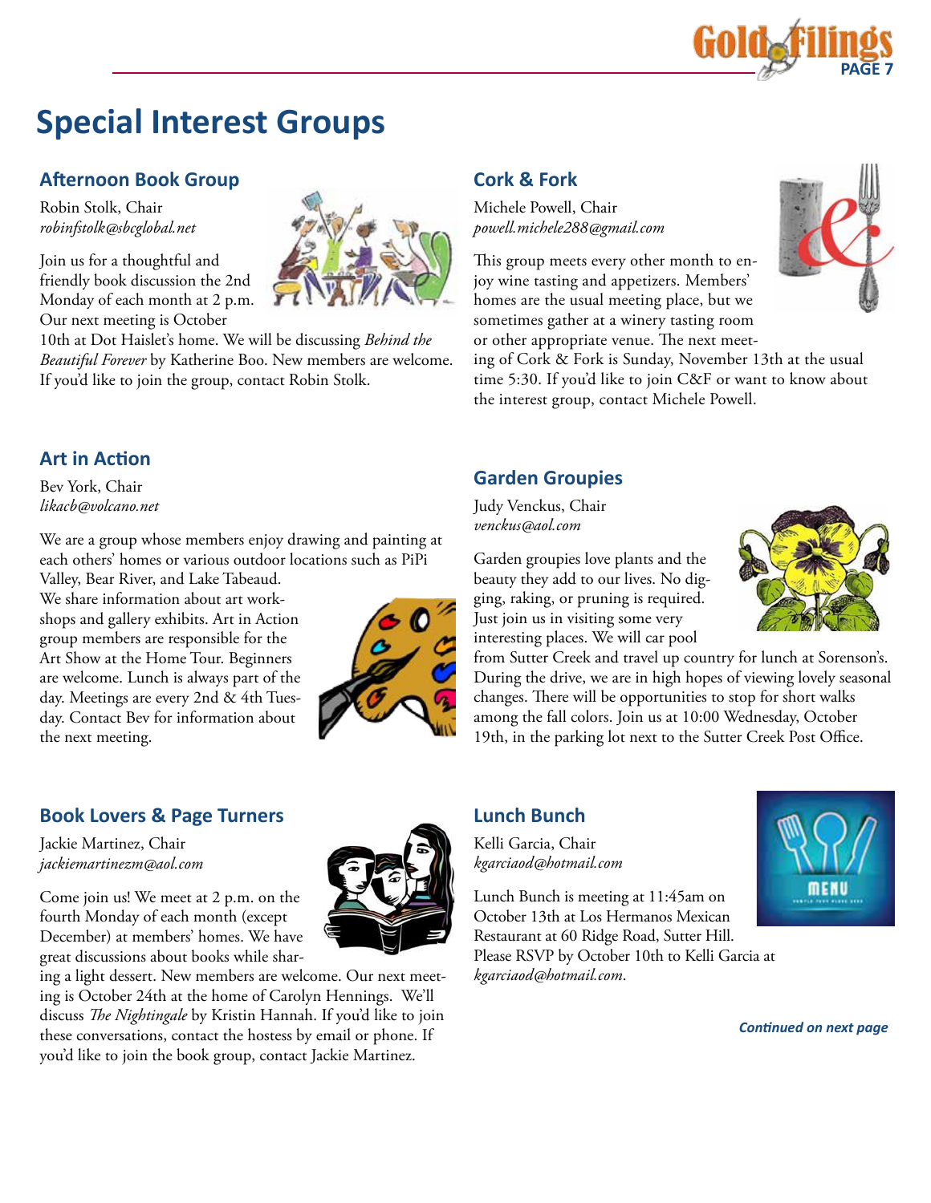# Special Interest Groups

## Afternoon Book Group

Robin Stolk, Chair
*robinfstolk@sbcglobal.net*

Join us for a thoughtful and friendly book discussion the 2nd Monday of each month at 2 p.m. Our next meeting is October 10th at Dot Haislet's home. We will be discussing *Behind the Beautiful Forever* by Katherine Boo. New members are welcome. If you'd like to join the group, contact Robin Stolk.

## Art in Action

Bev York, Chair
*likacb@volcano.net*

We are a group whose members enjoy drawing and painting at each others' homes or various outdoor locations such as PiPi Valley, Bear River, and Lake Tabeaud. We share information about art workshops and gallery exhibits. Art in Action group members are responsible for the Art Show at the Home Tour. Beginners are welcome. Lunch is always part of the day. Meetings are every 2nd & 4th Tuesday. Contact Bev for information about the next meeting.

## Book Lovers & Page Turners

Jackie Martinez, Chair
*jackiemartinezm@aol.com*

Come join us! We meet at 2 p.m. on the fourth Monday of each month (except December) at members' homes. We have great discussions about books while sharing a light dessert. New members are welcome. Our next meeting is October 24th at the home of Carolyn Hennings. We'll discuss *The Nightingale* by Kristin Hannah. If you'd like to join these conversations, contact the hostess by email or phone. If you'd like to join the book group, contact Jackie Martinez.

## Cork & Fork

Michele Powell, Chair
*powell.michele288@gmail.com*

This group meets every other month to enjoy wine tasting and appetizers. Members' homes are the usual meeting place, but we sometimes gather at a winery tasting room or other appropriate venue. The next meeting of Cork & Fork is Sunday, November 13th at the usual time 5:30. If you'd like to join C&F or want to know about the interest group, contact Michele Powell.

## Garden Groupies

Judy Venckus, Chair
*venckus@aol.com*

Garden groupies love plants and the beauty they add to our lives. No digging, raking, or pruning is required. Just join us in visiting some very interesting places. We will car pool from Sutter Creek and travel up country for lunch at Sorenson's. During the drive, we are in high hopes of viewing lovely seasonal changes. There will be opportunities to stop for short walks among the fall colors. Join us at 10:00 Wednesday, October 19th, in the parking lot next to the Sutter Creek Post Office.

## Lunch Bunch

Kelli Garcia, Chair
*kgarciaod@hotmail.com*

Lunch Bunch is meeting at 11:45am on October 13th at Los Hermanos Mexican Restaurant at 60 Ridge Road, Sutter Hill. Please RSVP by October 10th to Kelli Garcia at *kgarciaod@hotmail.com*.

***Continued on next page***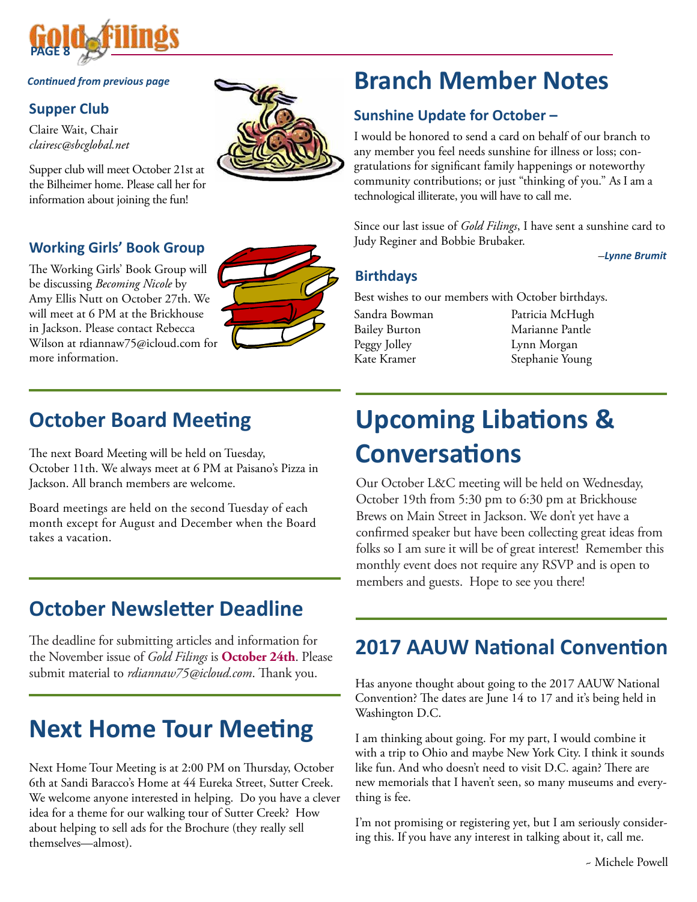*Continued from previous page*

### Supper Club

Claire Wait, Chair
*clairesc@sbcglobal.net*

Supper club will meet October 21st at the Bilheimer home. Please call her for information about joining the fun!

### Working Girls' Book Group

The Working Girls' Book Group will be discussing *Becoming Nicole* by Amy Ellis Nutt on October 27th. We will meet at 6 PM at the Brickhouse in Jackson. Please contact Rebecca Wilson at rdiannaw75@icloud.com for more information.

## October Board Meeting

The next Board Meeting will be held on Tuesday, October 11th. We always meet at 6 PM at Paisano's Pizza in Jackson. All branch members are welcome.

Board meetings are held on the second Tuesday of each month except for August and December when the Board takes a vacation.

## October Newsletter Deadline

The deadline for submitting articles and information for the November issue of *Gold Filings* is **October 24th**. Please submit material to *rdiannaw75@icloud.com*. Thank you.

# Next Home Tour Meeting

Next Home Tour Meeting is at 2:00 PM on Thursday, October 6th at Sandi Baracco's Home at 44 Eureka Street, Sutter Creek. We welcome anyone interested in helping. Do you have a clever idea for a theme for our walking tour of Sutter Creek? How about helping to sell ads for the Brochure (they really sell themselves—almost).

# Branch Member Notes

### Sunshine Update for October –

I would be honored to send a card on behalf of our branch to any member you feel needs sunshine for illness or loss; congratulations for significant family happenings or noteworthy community contributions; or just "thinking of you." As I am a technological illiterate, you will have to call me.

Since our last issue of *Gold Filings*, I have sent a sunshine card to Judy Reginer and Bobbie Brubaker.

*–Lynne Brumit*

### Birthdays

Best wishes to our members with October birthdays.

Sandra Bowman
Bailey Burton
Peggy Jolley
Kate Kramer
Patricia McHugh
Marianne Pantle
Lynn Morgan
Stephanie Young

# Upcoming Libations & Conversations

Our October L&C meeting will be held on Wednesday, October 19th from 5:30 pm to 6:30 pm at Brickhouse Brews on Main Street in Jackson. We don't yet have a confirmed speaker but have been collecting great ideas from folks so I am sure it will be of great interest! Remember this monthly event does not require any RSVP and is open to members and guests. Hope to see you there!

## 2017 AAUW National Convention

Has anyone thought about going to the 2017 AAUW National Convention? The dates are June 14 to 17 and it's being held in Washington D.C.

I am thinking about going. For my part, I would combine it with a trip to Ohio and maybe New York City. I think it sounds like fun. And who doesn't need to visit D.C. again? There are new memorials that I haven't seen, so many museums and everything is fee.

I'm not promising or registering yet, but I am seriously considering this. If you have any interest in talking about it, call me.

~ Michele Powell